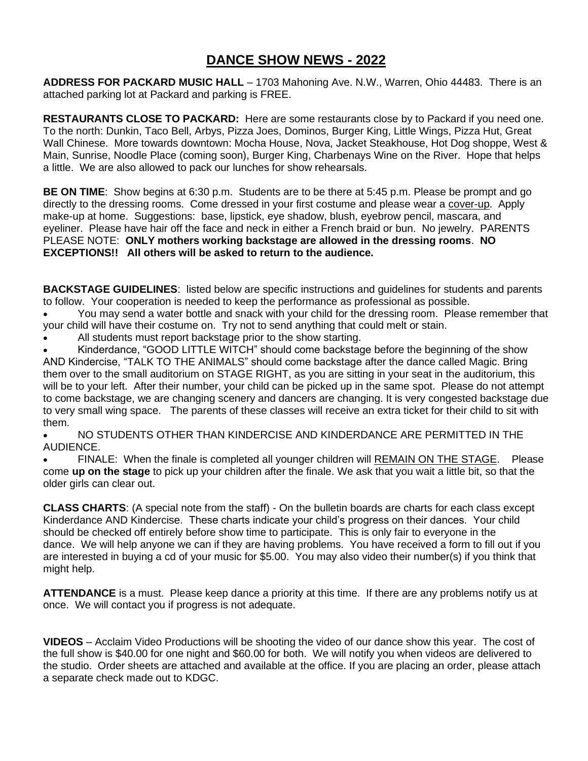# DANCE SHOW NEWS - 2022

**ADDRESS FOR PACKARD MUSIC HALL** – 1703 Mahoning Ave. N.W., Warren, Ohio 44483. There is an attached parking lot at Packard and parking is FREE.

**RESTAURANTS CLOSE TO PACKARD:** Here are some restaurants close by to Packard if you need one. To the north: Dunkin, Taco Bell, Arbys, Pizza Joes, Dominos, Burger King, Little Wings, Pizza Hut, Great Wall Chinese. More towards downtown: Mocha House, Nova, Jacket Steakhouse, Hot Dog shoppe, West & Main, Sunrise, Noodle Place (coming soon), Burger King, Charbenays Wine on the River. Hope that helps a little. We are also allowed to pack our lunches for show rehearsals.

**BE ON TIME**: Show begins at 6:30 p.m. Students are to be there at 5:45 p.m. Please be prompt and go directly to the dressing rooms. Come dressed in your first costume and please wear a cover-up. Apply make-up at home. Suggestions: base, lipstick, eye shadow, blush, eyebrow pencil, mascara, and eyeliner. Please have hair off the face and neck in either a French braid or bun. No jewelry. PARENTS PLEASE NOTE: **ONLY mothers working backstage are allowed in the dressing rooms**. **NO EXCEPTIONS!! All others will be asked to return to the audience.**

**BACKSTAGE GUIDELINES**: listed below are specific instructions and guidelines for students and parents to follow. Your cooperation is needed to keep the performance as professional as possible.

- You may send a water bottle and snack with your child for the dressing room. Please remember that your child will have their costume on. Try not to send anything that could melt or stain.
- All students must report backstage prior to the show starting.
- Kinderdance, "GOOD LITTLE WITCH" should come backstage before the beginning of the show AND Kindercise, "TALK TO THE ANIMALS" should come backstage after the dance called Magic. Bring them over to the small auditorium on STAGE RIGHT, as you are sitting in your seat in the auditorium, this will be to your left. After their number, your child can be picked up in the same spot. Please do not attempt to come backstage, we are changing scenery and dancers are changing. It is very congested backstage due to very small wing space. The parents of these classes will receive an extra ticket for their child to sit with them.
- NO STUDENTS OTHER THAN KINDERCISE AND KINDERDANCE ARE PERMITTED IN THE AUDIENCE.
- FINALE: When the finale is completed all younger children will REMAIN ON THE STAGE. Please come **up on the stage** to pick up your children after the finale. We ask that you wait a little bit, so that the older girls can clear out.

**CLASS CHARTS**: (A special note from the staff) - On the bulletin boards are charts for each class except Kinderdance AND Kindercise. These charts indicate your child's progress on their dances. Your child should be checked off entirely before show time to participate. This is only fair to everyone in the dance. We will help anyone we can if they are having problems. You have received a form to fill out if you are interested in buying a cd of your music for $5.00. You may also video their number(s) if you think that might help.

**ATTENDANCE** is a must. Please keep dance a priority at this time. If there are any problems notify us at once. We will contact you if progress is not adequate.

**VIDEOS** – Acclaim Video Productions will be shooting the video of our dance show this year. The cost of the full show is $40.00 for one night and $60.00 for both. We will notify you when videos are delivered to the studio. Order sheets are attached and available at the office. If you are placing an order, please attach a separate check made out to KDGC.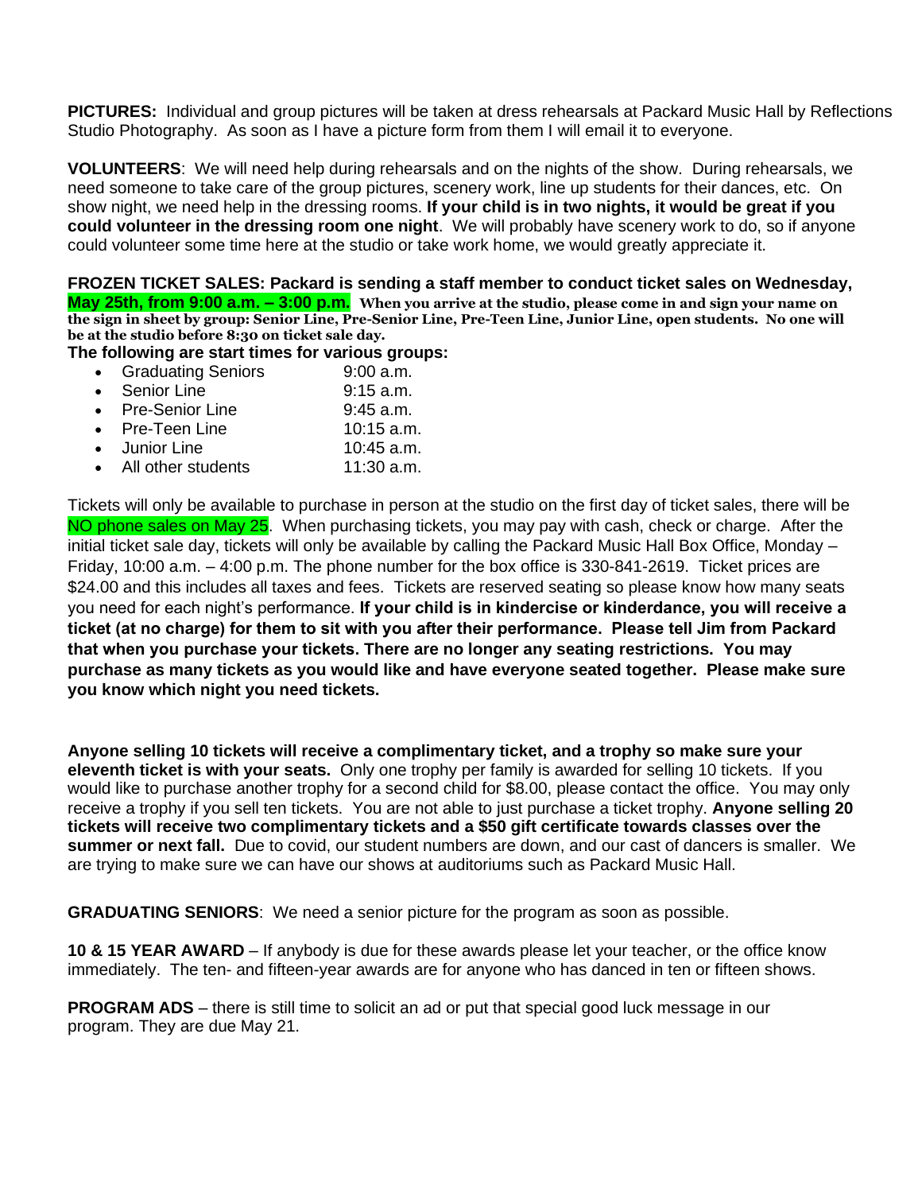**PICTURES:** Individual and group pictures will be taken at dress rehearsals at Packard Music Hall by Reflections Studio Photography. As soon as I have a picture form from them I will email it to everyone.

**VOLUNTEERS**: We will need help during rehearsals and on the nights of the show. During rehearsals, we need someone to take care of the group pictures, scenery work, line up students for their dances, etc. On show night, we need help in the dressing rooms. **If your child is in two nights, it would be great if you could volunteer in the dressing room one night**. We will probably have scenery work to do, so if anyone could volunteer some time here at the studio or take work home, we would greatly appreciate it.

**FROZEN TICKET SALES: Packard is sending a staff member to conduct ticket sales on Wednesday, May 25th, from 9:00 a.m. – 3:00 p.m. When you arrive at the studio, please come in and sign your name on the sign in sheet by group: Senior Line, Pre-Senior Line, Pre-Teen Line, Junior Line, open students. No one will be at the studio before 8:30 on ticket sale day.**

**The following are start times for various groups:**

- Graduating Seniors 9:00 a.m.
- Senior Line 9:15 a.m.
- Pre-Senior Line 9:45 a.m.
- Pre-Teen Line 10:15 a.m.
- Junior Line 10:45 a.m.
- All other students 11:30 a.m.

Tickets will only be available to purchase in person at the studio on the first day of ticket sales, there will be NO phone sales on May 25. When purchasing tickets, you may pay with cash, check or charge. After the initial ticket sale day, tickets will only be available by calling the Packard Music Hall Box Office, Monday – Friday, 10:00 a.m. – 4:00 p.m. The phone number for the box office is 330-841-2619. Ticket prices are $24.00 and this includes all taxes and fees. Tickets are reserved seating so please know how many seats you need for each night's performance. **If your child is in kindercise or kinderdance, you will receive a ticket (at no charge) for them to sit with you after their performance. Please tell Jim from Packard that when you purchase your tickets. There are no longer any seating restrictions. You may purchase as many tickets as you would like and have everyone seated together. Please make sure you know which night you need tickets.**

**Anyone selling 10 tickets will receive a complimentary ticket, and a trophy so make sure your eleventh ticket is with your seats.** Only one trophy per family is awarded for selling 10 tickets. If you would like to purchase another trophy for a second child for $8.00, please contact the office. You may only receive a trophy if you sell ten tickets. You are not able to just purchase a ticket trophy. **Anyone selling 20 tickets will receive two complimentary tickets and a $50 gift certificate towards classes over the summer or next fall.** Due to covid, our student numbers are down, and our cast of dancers is smaller. We are trying to make sure we can have our shows at auditoriums such as Packard Music Hall.

**GRADUATING SENIORS**: We need a senior picture for the program as soon as possible.

**10 & 15 YEAR AWARD** – If anybody is due for these awards please let your teacher, or the office know immediately. The ten- and fifteen-year awards are for anyone who has danced in ten or fifteen shows.

**PROGRAM ADS** – there is still time to solicit an ad or put that special good luck message in our program. They are due May 21.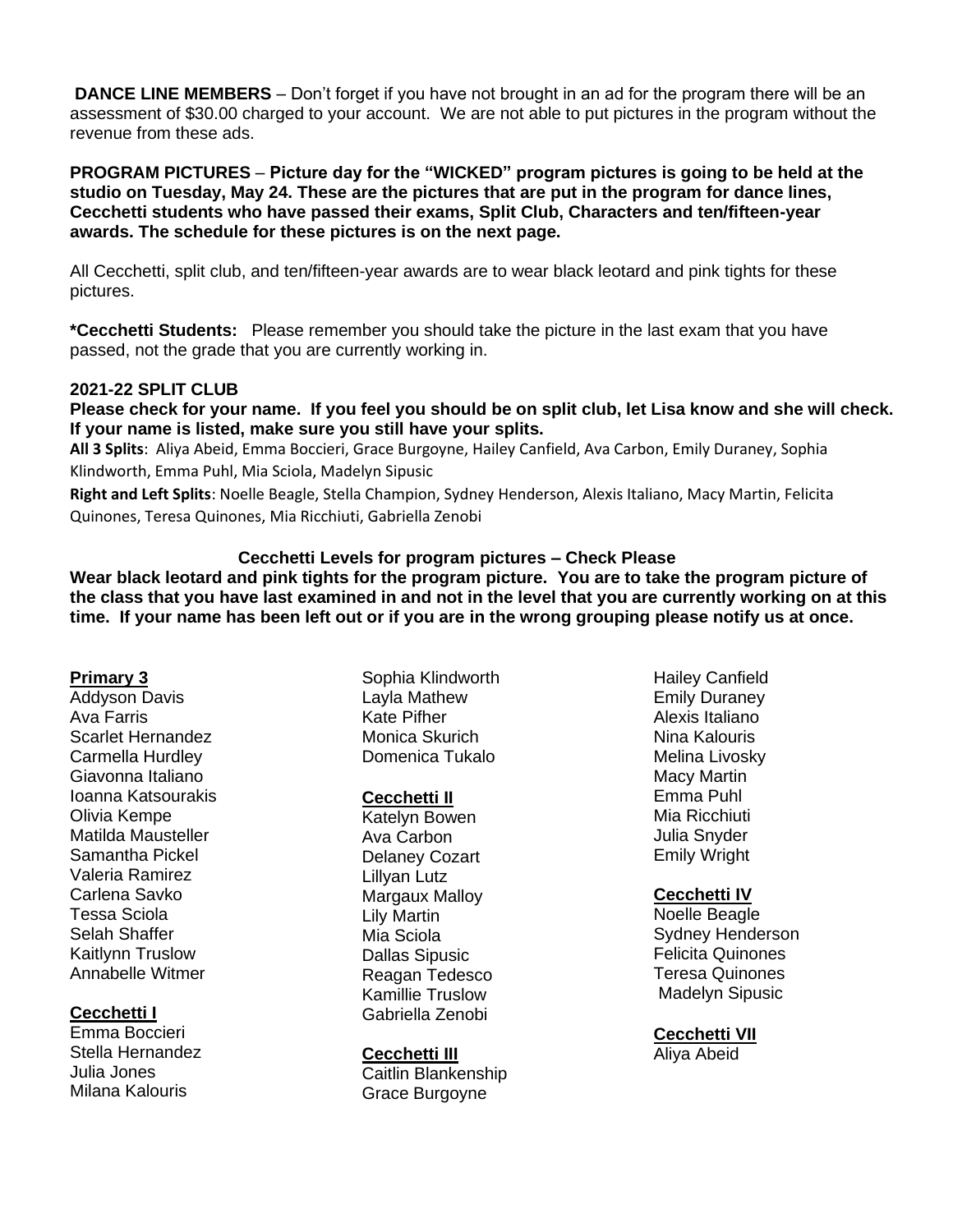**DANCE LINE MEMBERS** – Don't forget if you have not brought in an ad for the program there will be an assessment of $30.00 charged to your account. We are not able to put pictures in the program without the revenue from these ads.

**PROGRAM PICTURES** – **Picture day for the "WICKED" program pictures is going to be held at the studio on Tuesday, May 24. These are the pictures that are put in the program for dance lines, Cecchetti students who have passed their exams, Split Club, Characters and ten/fifteen-year awards. The schedule for these pictures is on the next page.**

All Cecchetti, split club, and ten/fifteen-year awards are to wear black leotard and pink tights for these pictures.

***Cecchetti Students:** Please remember you should take the picture in the last exam that you have passed, not the grade that you are currently working in.

**2021-22 SPLIT CLUB**

**Please check for your name. If you feel you should be on split club, let Lisa know and she will check. If your name is listed, make sure you still have your splits.**

**All 3 Splits**: Aliya Abeid, Emma Boccieri, Grace Burgoyne, Hailey Canfield, Ava Carbon, Emily Duraney, Sophia Klindworth, Emma Puhl, Mia Sciola, Madelyn Sipusic

**Right and Left Splits**: Noelle Beagle, Stella Champion, Sydney Henderson, Alexis Italiano, Macy Martin, Felicita Quinones, Teresa Quinones, Mia Ricchiuti, Gabriella Zenobi

**Cecchetti Levels for program pictures – Check Please**

**Wear black leotard and pink tights for the program picture. You are to take the program picture of the class that you have last examined in and not in the level that you are currently working on at this time. If your name has been left out or if you are in the wrong grouping please notify us at once.**

**Primary 3**

Addyson Davis
Ava Farris
Scarlet Hernandez
Carmella Hurdley
Giavonna Italiano
Ioanna Katsourakis
Olivia Kempe
Matilda Mausteller
Samantha Pickel
Valeria Ramirez
Carlena Savko
Tessa Sciola
Selah Shaffer
Kaitlynn Truslow
Annabelle Witmer

**Cecchetti I**

Emma Boccieri
Stella Hernandez
Julia Jones
Milana Kalouris
Sophia Klindworth
Layla Mathew
Kate Pifher
Monica Skurich
Domenica Tukalo

**Cecchetti II**

Katelyn Bowen
Ava Carbon
Delaney Cozart
Lillyan Lutz
Margaux Malloy
Lily Martin
Mia Sciola
Dallas Sipusic
Reagan Tedesco
Kamillie Truslow
Gabriella Zenobi

**Cecchetti III**

Caitlin Blankenship
Grace Burgoyne
Hailey Canfield
Emily Duraney
Alexis Italiano
Nina Kalouris
Melina Livosky
Macy Martin
Emma Puhl
Mia Ricchiuti
Julia Snyder
Emily Wright

**Cecchetti IV**

Noelle Beagle
Sydney Henderson
Felicita Quinones
Teresa Quinones
Madelyn Sipusic

**Cecchetti VII**

Aliya Abeid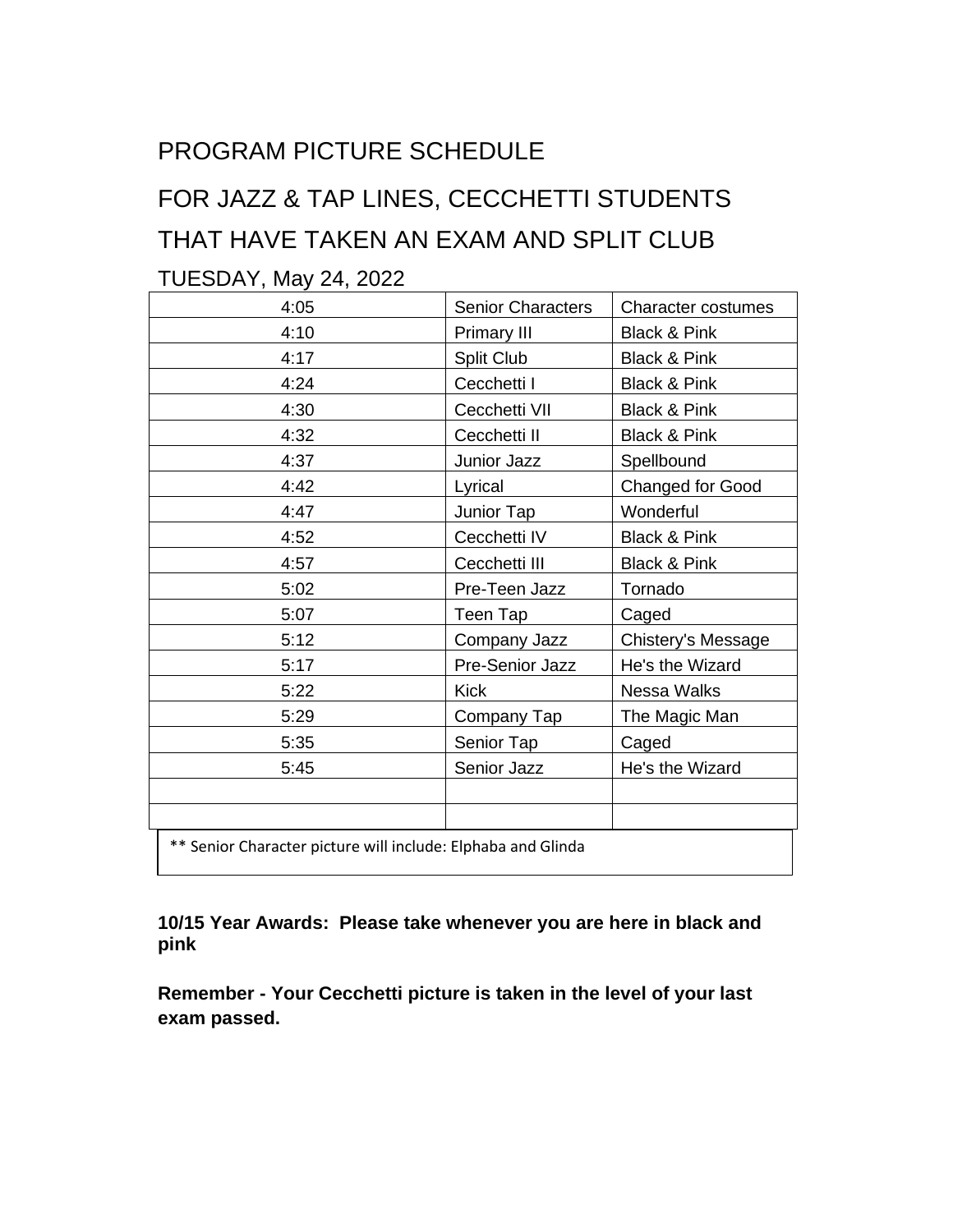# PROGRAM PICTURE SCHEDULE

# FOR JAZZ & TAP LINES, CECCHETTI STUDENTS THAT HAVE TAKEN AN EXAM AND SPLIT CLUB

## TUESDAY, May 24, 2022

| | | |
|---|---|---|
| 4:05 | Senior Characters | Character costumes |
| 4:10 | Primary III | Black & Pink |
| 4:17 | Split Club | Black & Pink |
| 4:24 | Cecchetti I | Black & Pink |
| 4:30 | Cecchetti VII | Black & Pink |
| 4:32 | Cecchetti II | Black & Pink |
| 4:37 | Junior Jazz | Spellbound |
| 4:42 | Lyrical | Changed for Good |
| 4:47 | Junior Tap | Wonderful |
| 4:52 | Cecchetti IV | Black & Pink |
| 4:57 | Cecchetti III | Black & Pink |
| 5:02 | Pre-Teen Jazz | Tornado |
| 5:07 | Teen Tap | Caged |
| 5:12 | Company Jazz | Chistery's Message |
| 5:17 | Pre-Senior Jazz | He's the Wizard |
| 5:22 | Kick | Nessa Walks |
| 5:29 | Company Tap | The Magic Man |
| 5:35 | Senior Tap | Caged |
| 5:45 | Senior Jazz | He's the Wizard |
| | | |
| | | |

** Senior Character picture will include: Elphaba and Glinda

**10/15 Year Awards: Please take whenever you are here in black and pink**

**Remember - Your Cecchetti picture is taken in the level of your last exam passed.**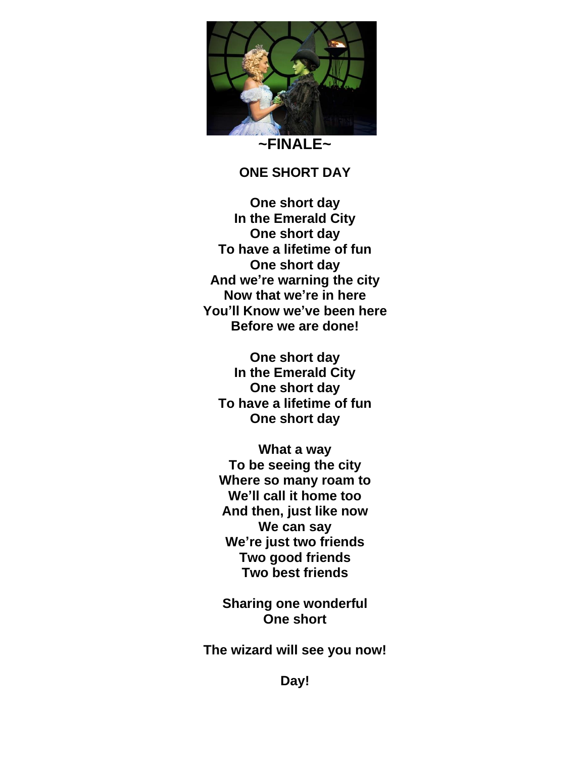## ~FINALE~

### ONE SHORT DAY

**One short day**
**In the Emerald City**
**One short day**
**To have a lifetime of fun**
**One short day**
**And we're warning the city**
**Now that we're in here**
**You'll Know we've been here**
**Before we are done!**

**One short day**
**In the Emerald City**
**One short day**
**To have a lifetime of fun**
**One short day**

**What a way**
**To be seeing the city**
**Where so many roam to**
**We'll call it home too**
**And then, just like now**
**We can say**
**We're just two friends**
**Two good friends**
**Two best friends**

**Sharing one wonderful**
**One short**

**The wizard will see you now!**

**Day!**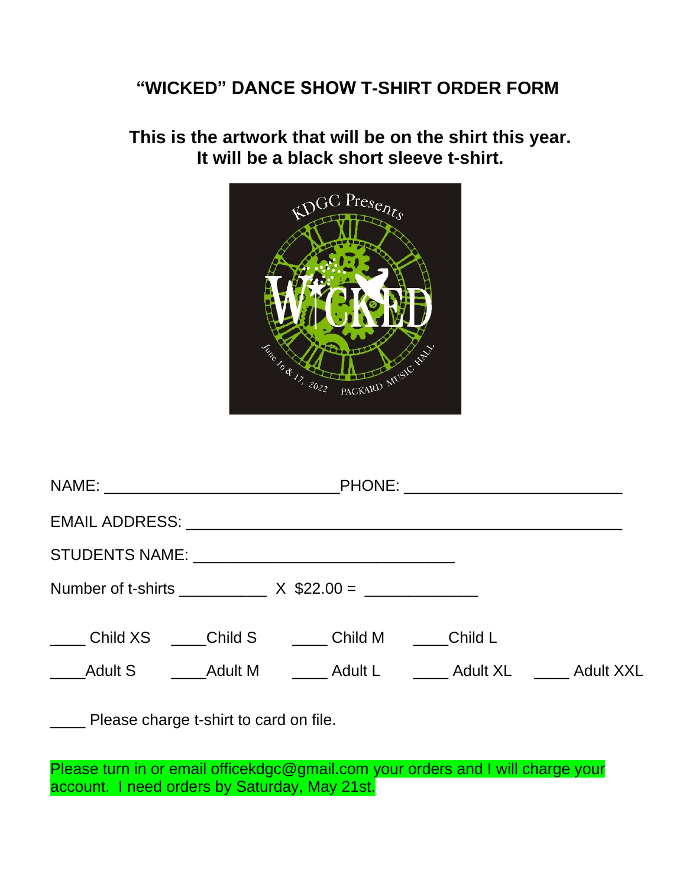## "WICKED" DANCE SHOW T-SHIRT ORDER FORM

**This is the artwork that will be on the shirt this year.**
**It will be a black short sleeve t-shirt.**

NAME: ___________________________PHONE: _________________________

EMAIL ADDRESS: ___________________________________________________

STUDENTS NAME: ______________________________

Number of t-shirts __________ X $22.00 = _____________

____ Child XS ____Child S ____ Child M ____Child L

____Adult S ____Adult M ____ Adult L ____ Adult XL ____ Adult XXL

____ Please charge t-shirt to card on file.

Please turn in or email officekdgc@gmail.com your orders and I will charge your account. I need orders by Saturday, May 21st.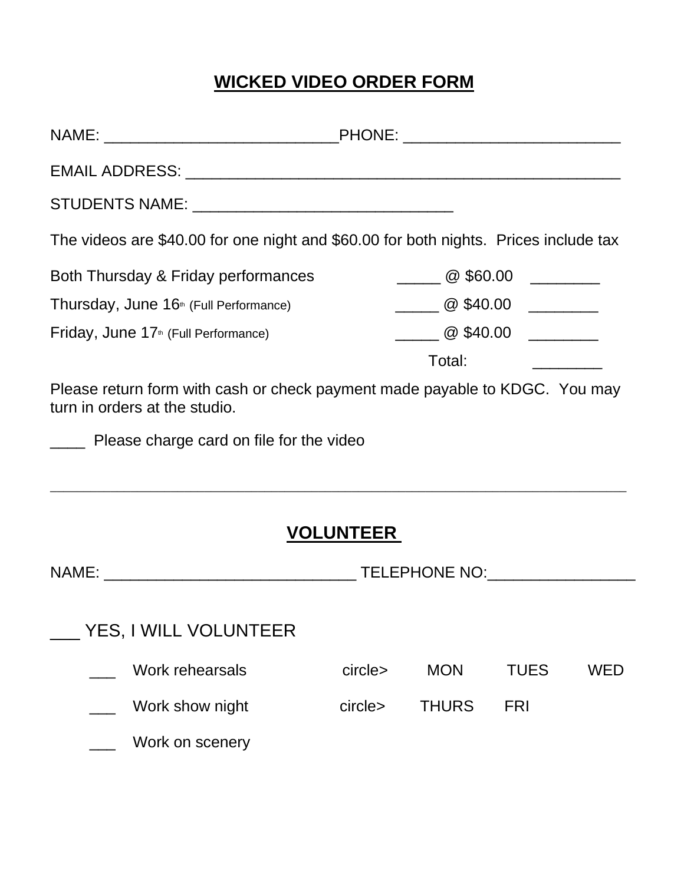## WICKED VIDEO ORDER FORM

NAME: __________________________PHONE: ________________________

EMAIL ADDRESS: _________________________________________________

STUDENTS NAME: _____________________________

The videos are $40.00 for one night and $60.00 for both nights. Prices include tax

| | | |
|---|---|---|
| Both Thursday & Friday performances | _____ @ $60.00 | ________ |
| Thursday, June 16th (Full Performance) | _____ @ $40.00 | ________ |
| Friday, June 17th (Full Performance) | _____ @ $40.00 | ________ |
| | Total: | ________ |

Please return form with cash or check payment made payable to KDGC. You may turn in orders at the studio.

____ Please charge card on file for the video

---

## VOLUNTEER

NAME: ____________________________ TELEPHONE NO:________________

___ YES, I WILL VOLUNTEER

- ___ Work rehearsals circle> MON TUES WED
- ___ Work show night circle> THURS FRI
- ___ Work on scenery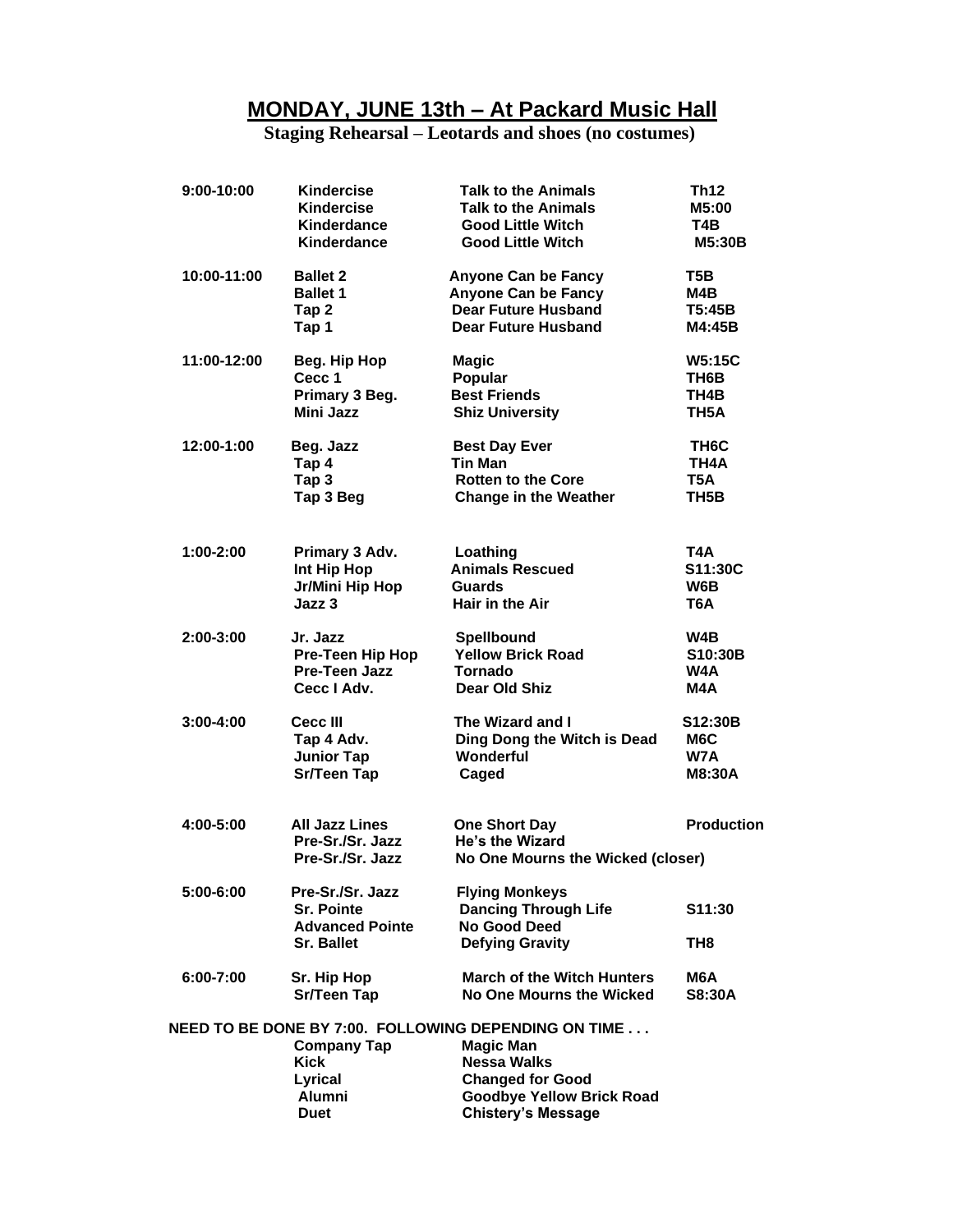# MONDAY, JUNE 13th – At Packard Music Hall

**Staging Rehearsal – Leotards and shoes (no costumes)**

| Time | Class | Song | Code |
|---|---|---|---|
| 9:00-10:00 | Kindercise | Talk to the Animals | Th12 |
| | Kindercise | Talk to the Animals | M5:00 |
| | Kinderdance | Good Little Witch | T4B |
| | Kinderdance | Good Little Witch | M5:30B |
| 10:00-11:00 | Ballet 2 | Anyone Can be Fancy | T5B |
| | Ballet 1 | Anyone Can be Fancy | M4B |
| | Tap 2 | Dear Future Husband | T5:45B |
| | Tap 1 | Dear Future Husband | M4:45B |
| 11:00-12:00 | Beg. Hip Hop | Magic | W5:15C |
| | Cecc 1 | Popular | TH6B |
| | Primary 3 Beg. | Best Friends | TH4B |
| | Mini Jazz | Shiz University | TH5A |
| 12:00-1:00 | Beg. Jazz | Best Day Ever | TH6C |
| | Tap 4 | Tin Man | TH4A |
| | Tap 3 | Rotten to the Core | T5A |
| | Tap 3 Beg | Change in the Weather | TH5B |
| 1:00-2:00 | Primary 3 Adv. | Loathing | T4A |
| | Int Hip Hop | Animals Rescued | S11:30C |
| | Jr/Mini Hip Hop | Guards | W6B |
| | Jazz 3 | Hair in the Air | T6A |
| 2:00-3:00 | Jr. Jazz | Spellbound | W4B |
| | Pre-Teen Hip Hop | Yellow Brick Road | S10:30B |
| | Pre-Teen Jazz | Tornado | W4A |
| | Cecc I Adv. | Dear Old Shiz | M4A |
| 3:00-4:00 | Cecc III | The Wizard and I | S12:30B |
| | Tap 4 Adv. | Ding Dong the Witch is Dead | M6C |
| | Junior Tap | Wonderful | W7A |
| | Sr/Teen Tap | Caged | M8:30A |
| 4:00-5:00 | All Jazz Lines | One Short Day | Production |
| | Pre-Sr./Sr. Jazz | He's the Wizard | |
| | Pre-Sr./Sr. Jazz | No One Mourns the Wicked (closer) | |
| 5:00-6:00 | Pre-Sr./Sr. Jazz | Flying Monkeys | |
| | Sr. Pointe | Dancing Through Life | S11:30 |
| | Advanced Pointe | No Good Deed | |
| | Sr. Ballet | Defying Gravity | TH8 |
| 6:00-7:00 | Sr. Hip Hop | March of the Witch Hunters | M6A |
| | Sr/Teen Tap | No One Mourns the Wicked | S8:30A |

**NEED TO BE DONE BY 7:00. FOLLOWING DEPENDING ON TIME . . .**

| Class | Song |
|---|---|
| Company Tap | Magic Man |
| Kick | Nessa Walks |
| Lyrical | Changed for Good |
| Alumni | Goodbye Yellow Brick Road |
| Duet | Chistery's Message |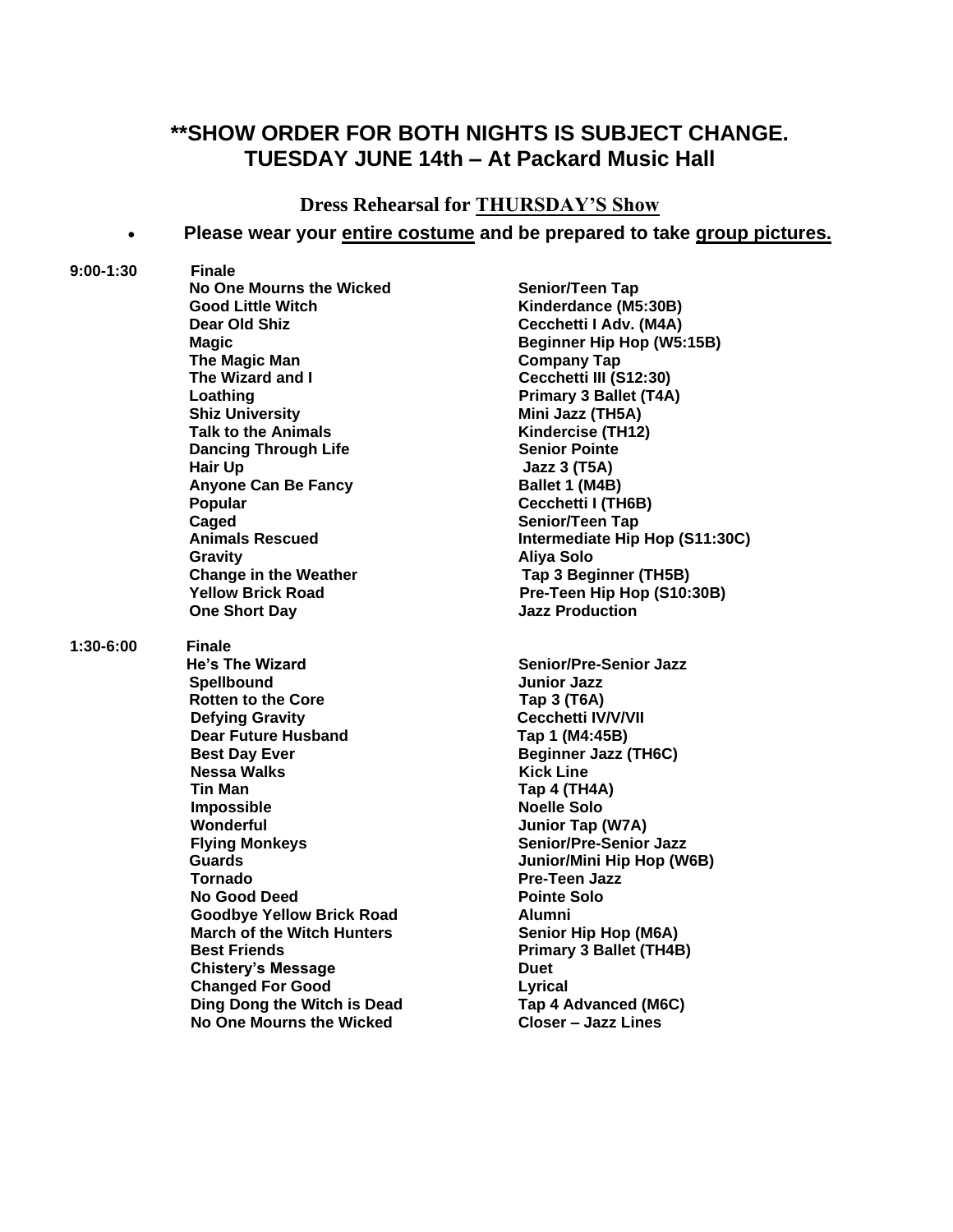## **SHOW ORDER FOR BOTH NIGHTS IS SUBJECT CHANGE.
## TUESDAY JUNE 14th – At Packard Music Hall

### Dress Rehearsal for THURSDAY'S Show

- **Please wear your entire costume and be prepared to take group pictures.**

| Time | Song | Class |
|---|---|---|
| **9:00-1:30** | **Finale** | |
| | **No One Mourns the Wicked** | **Senior/Teen Tap** |
| | **Good Little Witch** | **Kinderdance (M5:30B)** |
| | **Dear Old Shiz** | **Cecchetti I Adv. (M4A)** |
| | **Magic** | **Beginner Hip Hop (W5:15B)** |
| | **The Magic Man** | **Company Tap** |
| | **The Wizard and I** | **Cecchetti III (S12:30)** |
| | **Loathing** | **Primary 3 Ballet (T4A)** |
| | **Shiz University** | **Mini Jazz (TH5A)** |
| | **Talk to the Animals** | **Kindercise (TH12)** |
| | **Dancing Through Life** | **Senior Pointe** |
| | **Hair Up** | **Jazz 3 (T5A)** |
| | **Anyone Can Be Fancy** | **Ballet 1 (M4B)** |
| | **Popular** | **Cecchetti I (TH6B)** |
| | **Caged** | **Senior/Teen Tap** |
| | **Animals Rescued** | **Intermediate Hip Hop (S11:30C)** |
| | **Gravity** | **Aliya Solo** |
| | **Change in the Weather** | **Tap 3 Beginner (TH5B)** |
| | **Yellow Brick Road** | **Pre-Teen Hip Hop (S10:30B)** |
| | **One Short Day** | **Jazz Production** |
| **1:30-6:00** | **Finale** | |
| | **He's The Wizard** | **Senior/Pre-Senior Jazz** |
| | **Spellbound** | **Junior Jazz** |
| | **Rotten to the Core** | **Tap 3 (T6A)** |
| | **Defying Gravity** | **Cecchetti IV/V/VII** |
| | **Dear Future Husband** | **Tap 1 (M4:45B)** |
| | **Best Day Ever** | **Beginner Jazz (TH6C)** |
| | **Nessa Walks** | **Kick Line** |
| | **Tin Man** | **Tap 4 (TH4A)** |
| | **Impossible** | **Noelle Solo** |
| | **Wonderful** | **Junior Tap (W7A)** |
| | **Flying Monkeys** | **Senior/Pre-Senior Jazz** |
| | **Guards** | **Junior/Mini Hip Hop (W6B)** |
| | **Tornado** | **Pre-Teen Jazz** |
| | **No Good Deed** | **Pointe Solo** |
| | **Goodbye Yellow Brick Road** | **Alumni** |
| | **March of the Witch Hunters** | **Senior Hip Hop (M6A)** |
| | **Best Friends** | **Primary 3 Ballet (TH4B)** |
| | **Chistery's Message** | **Duet** |
| | **Changed For Good** | **Lyrical** |
| | **Ding Dong the Witch is Dead** | **Tap 4 Advanced (M6C)** |
| | **No One Mourns the Wicked** | **Closer – Jazz Lines** |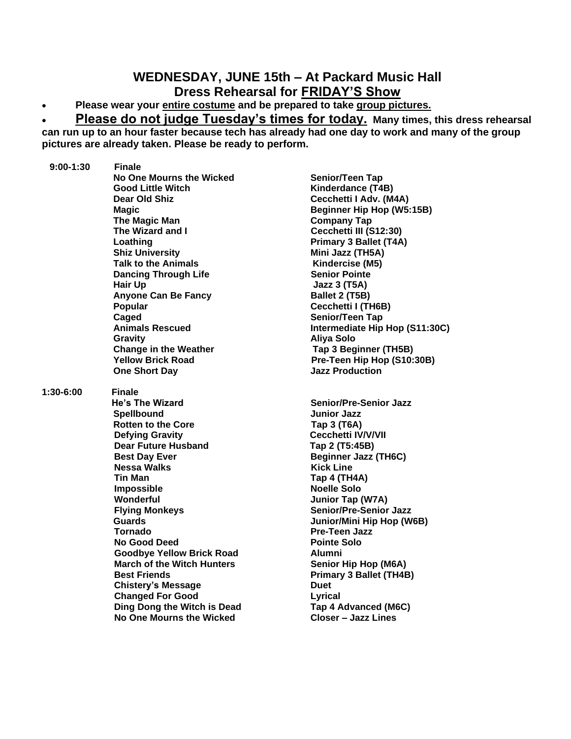## WEDNESDAY, JUNE 15th – At Packard Music Hall
## Dress Rehearsal for FRIDAY'S Show

- **Please wear your entire costume and be prepared to take group pictures.**
- **Please do not judge Tuesday's times for today. Many times, this dress rehearsal can run up to an hour faster because tech has already had one day to work and many of the group pictures are already taken. Please be ready to perform.**

| Time | Song | Class |
|---|---|---|
| **9:00-1:30** | **Finale** | |
| | **No One Mourns the Wicked** | **Senior/Teen Tap** |
| | **Good Little Witch** | **Kinderdance (T4B)** |
| | **Dear Old Shiz** | **Cecchetti I Adv. (M4A)** |
| | **Magic** | **Beginner Hip Hop (W5:15B)** |
| | **The Magic Man** | **Company Tap** |
| | **The Wizard and I** | **Cecchetti III (S12:30)** |
| | **Loathing** | **Primary 3 Ballet (T4A)** |
| | **Shiz University** | **Mini Jazz (TH5A)** |
| | **Talk to the Animals** | **Kindercise (M5)** |
| | **Dancing Through Life** | **Senior Pointe** |
| | **Hair Up** | **Jazz 3 (T5A)** |
| | **Anyone Can Be Fancy** | **Ballet 2 (T5B)** |
| | **Popular** | **Cecchetti I (TH6B)** |
| | **Caged** | **Senior/Teen Tap** |
| | **Animals Rescued** | **Intermediate Hip Hop (S11:30C)** |
| | **Gravity** | **Aliya Solo** |
| | **Change in the Weather** | **Tap 3 Beginner (TH5B)** |
| | **Yellow Brick Road** | **Pre-Teen Hip Hop (S10:30B)** |
| | **One Short Day** | **Jazz Production** |
| **1:30-6:00** | **Finale** | |
| | **He's The Wizard** | **Senior/Pre-Senior Jazz** |
| | **Spellbound** | **Junior Jazz** |
| | **Rotten to the Core** | **Tap 3 (T6A)** |
| | **Defying Gravity** | **Cecchetti IV/V/VII** |
| | **Dear Future Husband** | **Tap 2 (T5:45B)** |
| | **Best Day Ever** | **Beginner Jazz (TH6C)** |
| | **Nessa Walks** | **Kick Line** |
| | **Tin Man** | **Tap 4 (TH4A)** |
| | **Impossible** | **Noelle Solo** |
| | **Wonderful** | **Junior Tap (W7A)** |
| | **Flying Monkeys** | **Senior/Pre-Senior Jazz** |
| | **Guards** | **Junior/Mini Hip Hop (W6B)** |
| | **Tornado** | **Pre-Teen Jazz** |
| | **No Good Deed** | **Pointe Solo** |
| | **Goodbye Yellow Brick Road** | **Alumni** |
| | **March of the Witch Hunters** | **Senior Hip Hop (M6A)** |
| | **Best Friends** | **Primary 3 Ballet (TH4B)** |
| | **Chistery's Message** | **Duet** |
| | **Changed For Good** | **Lyrical** |
| | **Ding Dong the Witch is Dead** | **Tap 4 Advanced (M6C)** |
| | **No One Mourns the Wicked** | **Closer – Jazz Lines** |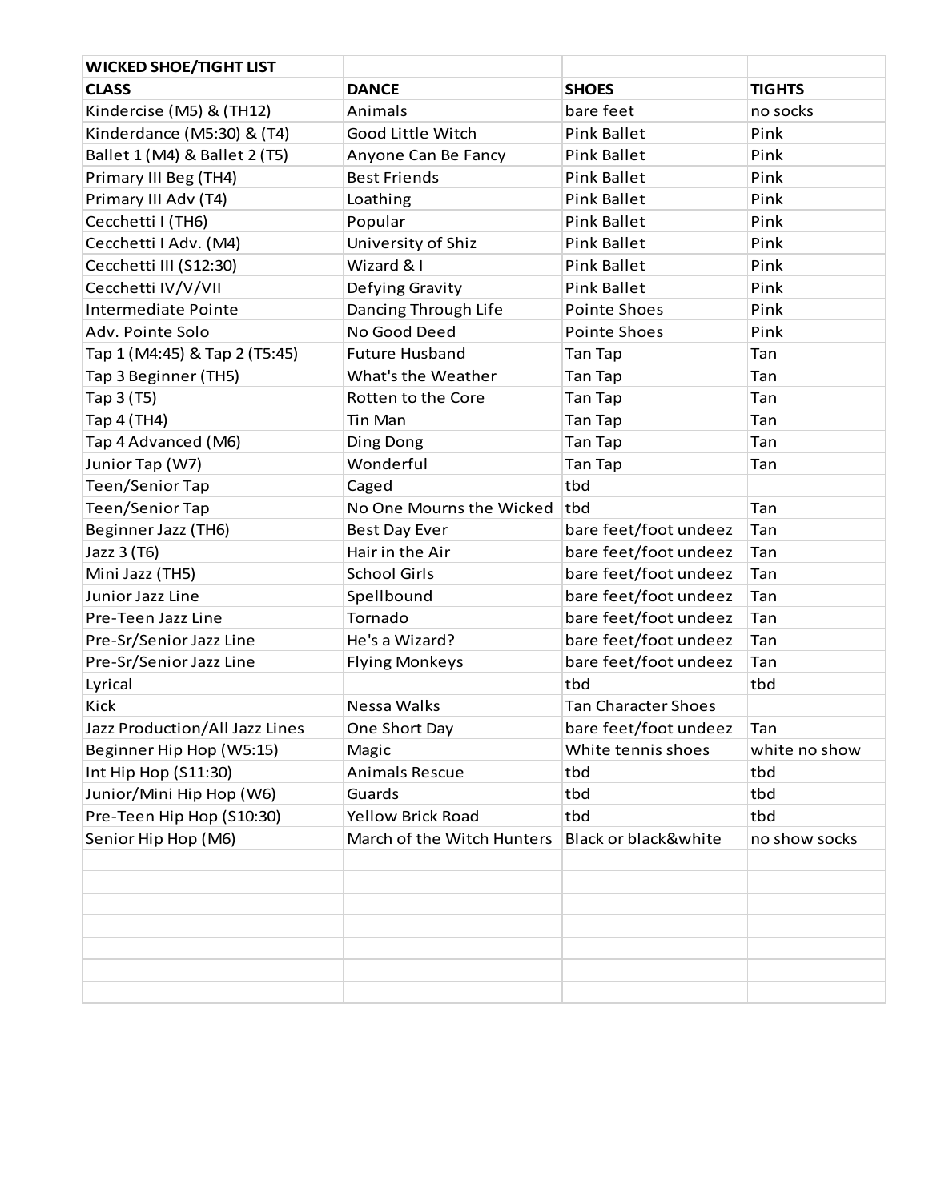| WICKED SHOE/TIGHT LIST | | | |
|---|---|---|---|
| **CLASS** | **DANCE** | **SHOES** | **TIGHTS** |
| Kindercise (M5) & (TH12) | Animals | bare feet | no socks |
| Kinderdance (M5:30) & (T4) | Good Little Witch | Pink Ballet | Pink |
| Ballet 1 (M4) & Ballet 2 (T5) | Anyone Can Be Fancy | Pink Ballet | Pink |
| Primary III Beg (TH4) | Best Friends | Pink Ballet | Pink |
| Primary III Adv (T4) | Loathing | Pink Ballet | Pink |
| Cecchetti I (TH6) | Popular | Pink Ballet | Pink |
| Cecchetti I Adv. (M4) | University of Shiz | Pink Ballet | Pink |
| Cecchetti III (S12:30) | Wizard & I | Pink Ballet | Pink |
| Cecchetti IV/V/VII | Defying Gravity | Pink Ballet | Pink |
| Intermediate Pointe | Dancing Through Life | Pointe Shoes | Pink |
| Adv. Pointe Solo | No Good Deed | Pointe Shoes | Pink |
| Tap 1 (M4:45) & Tap 2 (T5:45) | Future Husband | Tan Tap | Tan |
| Tap 3 Beginner (TH5) | What's the Weather | Tan Tap | Tan |
| Tap 3 (T5) | Rotten to the Core | Tan Tap | Tan |
| Tap 4 (TH4) | Tin Man | Tan Tap | Tan |
| Tap 4 Advanced (M6) | Ding Dong | Tan Tap | Tan |
| Junior Tap (W7) | Wonderful | Tan Tap | Tan |
| Teen/Senior Tap | Caged | tbd | |
| Teen/Senior Tap | No One Mourns the Wicked | tbd | Tan |
| Beginner Jazz (TH6) | Best Day Ever | bare feet/foot undeez | Tan |
| Jazz 3 (T6) | Hair in the Air | bare feet/foot undeez | Tan |
| Mini Jazz (TH5) | School Girls | bare feet/foot undeez | Tan |
| Junior Jazz Line | Spellbound | bare feet/foot undeez | Tan |
| Pre-Teen Jazz Line | Tornado | bare feet/foot undeez | Tan |
| Pre-Sr/Senior Jazz Line | He's a Wizard? | bare feet/foot undeez | Tan |
| Pre-Sr/Senior Jazz Line | Flying Monkeys | bare feet/foot undeez | Tan |
| Lyrical | | tbd | tbd |
| Kick | Nessa Walks | Tan Character Shoes | |
| Jazz Production/All Jazz Lines | One Short Day | bare feet/foot undeez | Tan |
| Beginner Hip Hop (W5:15) | Magic | White tennis shoes | white no show |
| Int Hip Hop (S11:30) | Animals Rescue | tbd | tbd |
| Junior/Mini Hip Hop (W6) | Guards | tbd | tbd |
| Pre-Teen Hip Hop (S10:30) | Yellow Brick Road | tbd | tbd |
| Senior Hip Hop (M6) | March of the Witch Hunters | Black or black&white | no show socks |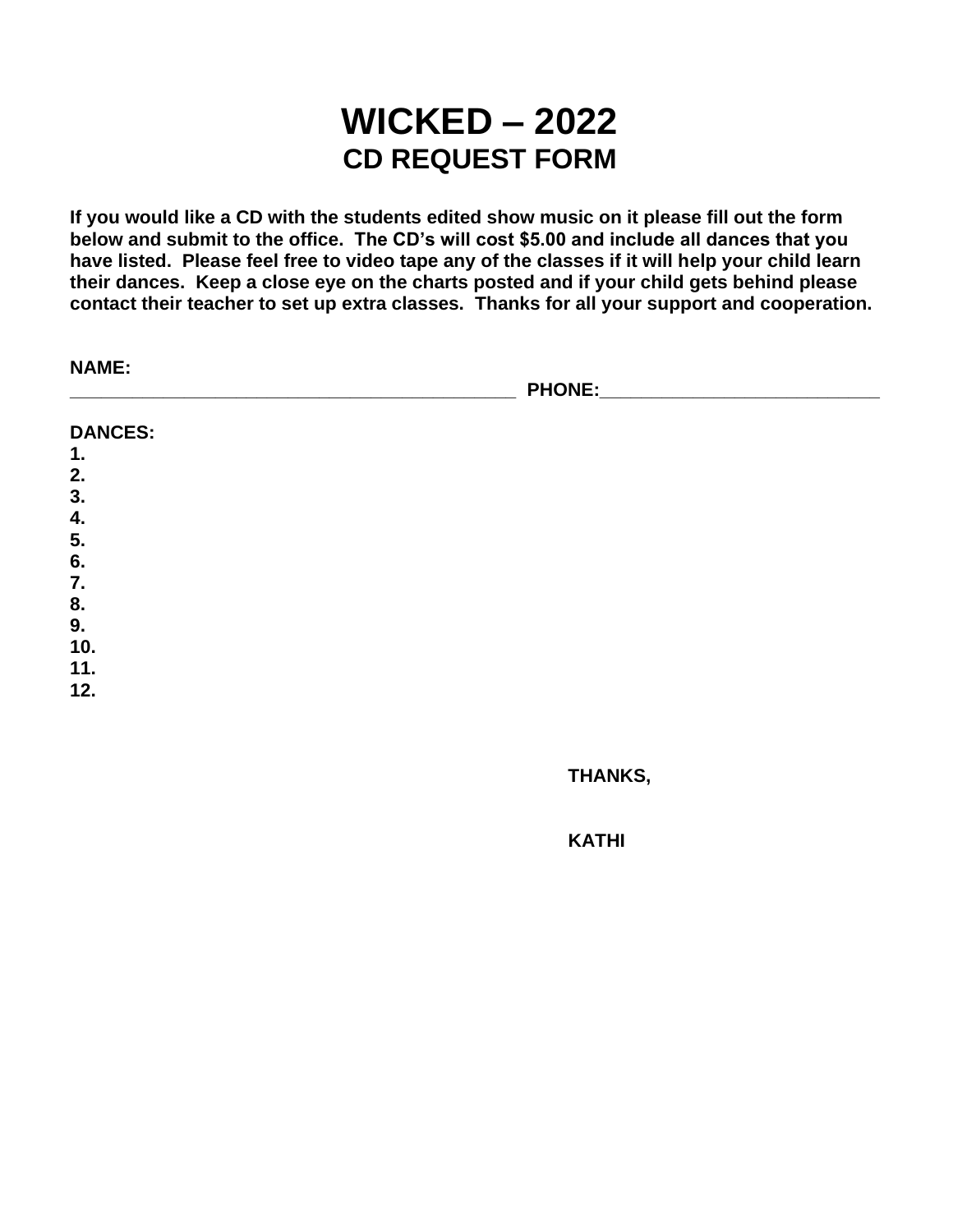# WICKED – 2022

## CD REQUEST FORM

**If you would like a CD with the students edited show music on it please fill out the form below and submit to the office. The CD's will cost $5.00 and include all dances that you have listed. Please feel free to video tape any of the classes if it will help your child learn their dances. Keep a close eye on the charts posted and if your child gets behind please contact their teacher to set up extra classes. Thanks for all your support and cooperation.**

**NAME:** ___________________________________________ **PHONE:**____________________________

**DANCES:**

**1.**
**2.**
**3.**
**4.**
**5.**
**6.**
**7.**
**8.**
**9.**
**10.**
**11.**
**12.**

**THANKS,**

**KATHI**